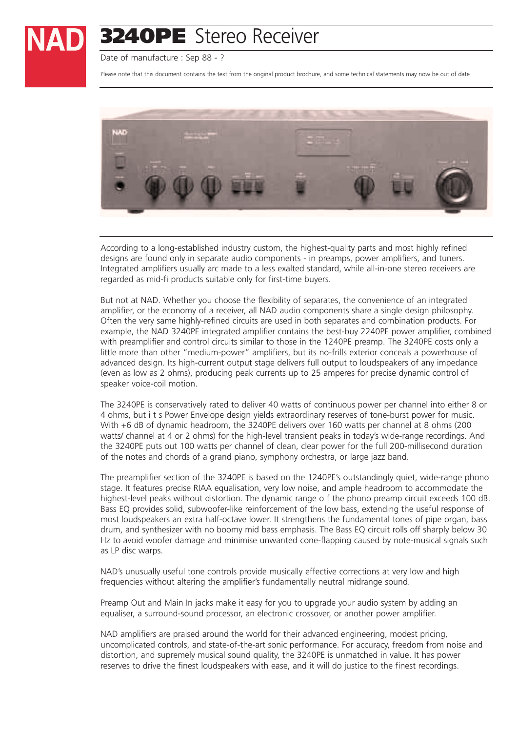NAD

# **3240PE** Stereo Receiver

Date of manufacture : Sep 88 - ?

Please note that this document contains the text from the original product brochure, and some technical statements may now be out of date

According to a long-established industry custom, the highest-quality parts and most highly refined designs are found only in separate audio components - in preamps, power amplifiers, and tuners. Integrated amplifiers usually arc made to a less exalted standard, while all-in-one stereo receivers are regarded as mid-fi products suitable only for first-time buyers.

But not at NAD. Whether you choose the flexibility of separates, the convenience of an integrated amplifier, or the economy of a receiver, all NAD audio components share a single design philosophy. Often the very same highly-refined circuits are used in both separates and combination products. For example, the NAD 3240PE integrated amplifier contains the best-buy 2240PE power amplifier, combined with preamplifier and control circuits similar to those in the 1240PE preamp. The 3240PE costs only a little more than other "medium-power" amplifiers, but its no-frills exterior conceals a powerhouse of advanced design. Its high-current output stage delivers full output to loudspeakers of any impedance (even as low as 2 ohms), producing peak currents up to 25 amperes for precise dynamic control of speaker voice-coil motion.

The 3240PE is conservatively rated to deliver 40 watts of continuous power per channel into either 8 or 4 ohms, but i t s Power Envelope design yields extraordinary reserves of tone-burst power for music. With +6 dB of dynamic headroom, the 3240PE delivers over 160 watts per channel at 8 ohms (200 watts/ channel at 4 or 2 ohms) for the high-level transient peaks in today's wide-range recordings. And the 3240PE puts out 100 watts per channel of clean, clear power for the full 200-millisecond duration of the notes and chords of a grand piano, symphony orchestra, or large jazz band.

The preamplifier section of the 3240PE is based on the 1240PE's outstandingly quiet, wide-range phono stage. It features precise RIAA equalisation, very low noise, and ample headroom to accommodate the highest-level peaks without distortion. The dynamic range o f the phono preamp circuit exceeds 100 dB. Bass EQ provides solid, subwoofer-like reinforcement of the low bass, extending the useful response of most loudspeakers an extra half-octave lower. It strengthens the fundamental tones of pipe organ, bass drum, and synthesizer with no boomy mid bass emphasis. The Bass EQ circuit rolls off sharply below 30 Hz to avoid woofer damage and minimise unwanted cone-flapping caused by note-musical signals such as LP disc warps.

NAD's unusually useful tone controls provide musically effective corrections at very low and high frequencies without altering the amplifier's fundamentally neutral midrange sound.

Preamp Out and Main In jacks make it easy for you to upgrade your audio system by adding an equaliser, a surround-sound processor, an electronic crossover, or another power amplifier.

NAD amplifiers are praised around the world for their advanced engineering, modest pricing, uncomplicated controls, and state-of-the-art sonic performance. For accuracy, freedom from noise and distortion, and supremely musical sound quality, the 3240PE is unmatched in value. It has power reserves to drive the finest loudspeakers with ease, and it will do justice to the finest recordings.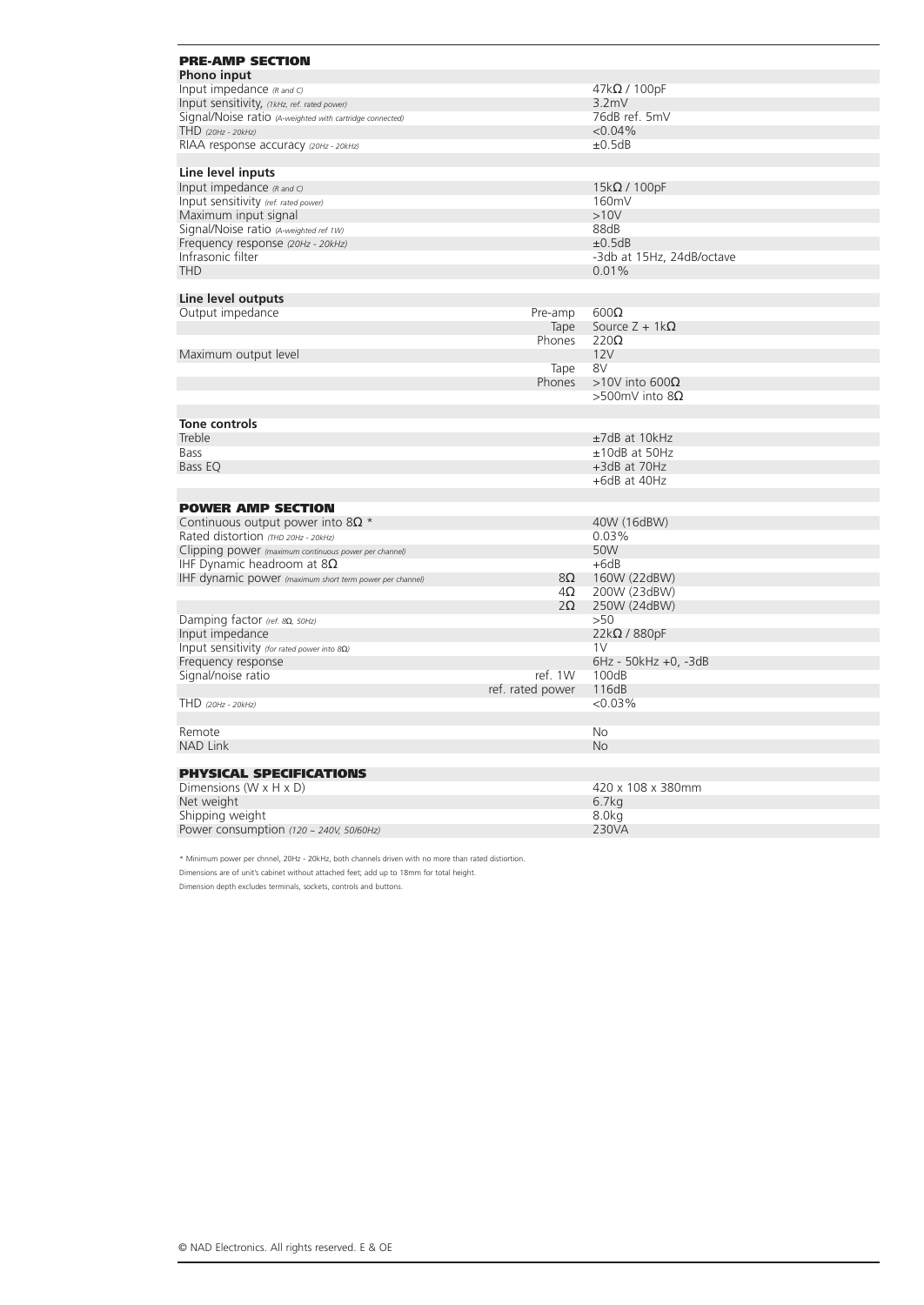## PRE-AMP SECTION

| | | |
|---|---|---|
| **Phono input** | | |
| Input impedance *(R and C)* | | 47kΩ / 100pF |
| Input sensitivity, *(1kHz, ref. rated power)* | | 3.2mV |
| Signal/Noise ratio *(A-weighted with cartridge connected)* | | 76dB ref. 5mV |
| THD *(20Hz - 20kHz)* | | <0.04% |
| RIAA response accuracy *(20Hz - 20kHz)* | | ±0.5dB |
| | | |
| **Line level inputs** | | |
| Input impedance *(R and C)* | | 15kΩ / 100pF |
| Input sensitivity *(ref. rated power)* | | 160mV |
| Maximum input signal | | >10V |
| Signal/Noise ratio *(A-weighted ref 1W)* | | 88dB |
| Frequency response *(20Hz - 20kHz)* | | ±0.5dB |
| Infrasonic filter | | -3db at 15Hz, 24dB/octave |
| THD | | 0.01% |
| | | |
| **Line level outputs** | | |
| Output impedance | Pre-amp | 600Ω |
| | Tape | Source Z + 1kΩ |
| | Phones | 220Ω |
| Maximum output level | | 12V |
| | Tape | 8V |
| | Phones | >10V into 600Ω |
| | | >500mV into 8Ω |
| | | |
| **Tone controls** | | |
| Treble | | ±7dB at 10kHz |
| Bass | | ±10dB at 50Hz |
| Bass EQ | | +3dB at 70Hz |
| | | +6dB at 40Hz |

## POWER AMP SECTION

| | | |
|---|---|---|
| Continuous output power into 8Ω * | | 40W (16dBW) |
| Rated distortion *(THD 20Hz - 20kHz)* | | 0.03% |
| Clipping power *(maximum continuous power per channel)* | | 50W |
| IHF Dynamic headroom at 8Ω | | +6dB |
| IHF dynamic power *(maximum short term power per channel)* | 8Ω | 160W (22dBW) |
| | 4Ω | 200W (23dBW) |
| | 2Ω | 250W (24dBW) |
| Damping factor *(ref. 8Ω, 50Hz)* | | >50 |
| Input impedance | | 22kΩ / 880pF |
| Input sensitivity *(for rated power into 8Ω)* | | 1V |
| Frequency response | | 6Hz - 50kHz +0, -3dB |
| Signal/noise ratio | ref. 1W | 100dB |
| | ref. rated power | 116dB |
| THD *(20Hz - 20kHz)* | | <0.03% |
| | | |
| Remote | | No |
| NAD Link | | No |

## PHYSICAL SPECIFICATIONS

| | |
|---|---|
| Dimensions (W x H x D) | 420 x 108 x 380mm |
| Net weight | 6.7kg |
| Shipping weight | 8.0kg |
| Power consumption *(120 ~ 240V, 50/60Hz)* | 230VA |

\* Minimum power per chnnel, 20Hz - 20kHz, both channels driven with no more than rated distiortion.

Dimensions are of unit's cabinet without attached feet; add up to 18mm for total height.

Dimension depth excludes terminals, sockets, controls and buttons.

© NAD Electronics. All rights reserved. E & OE